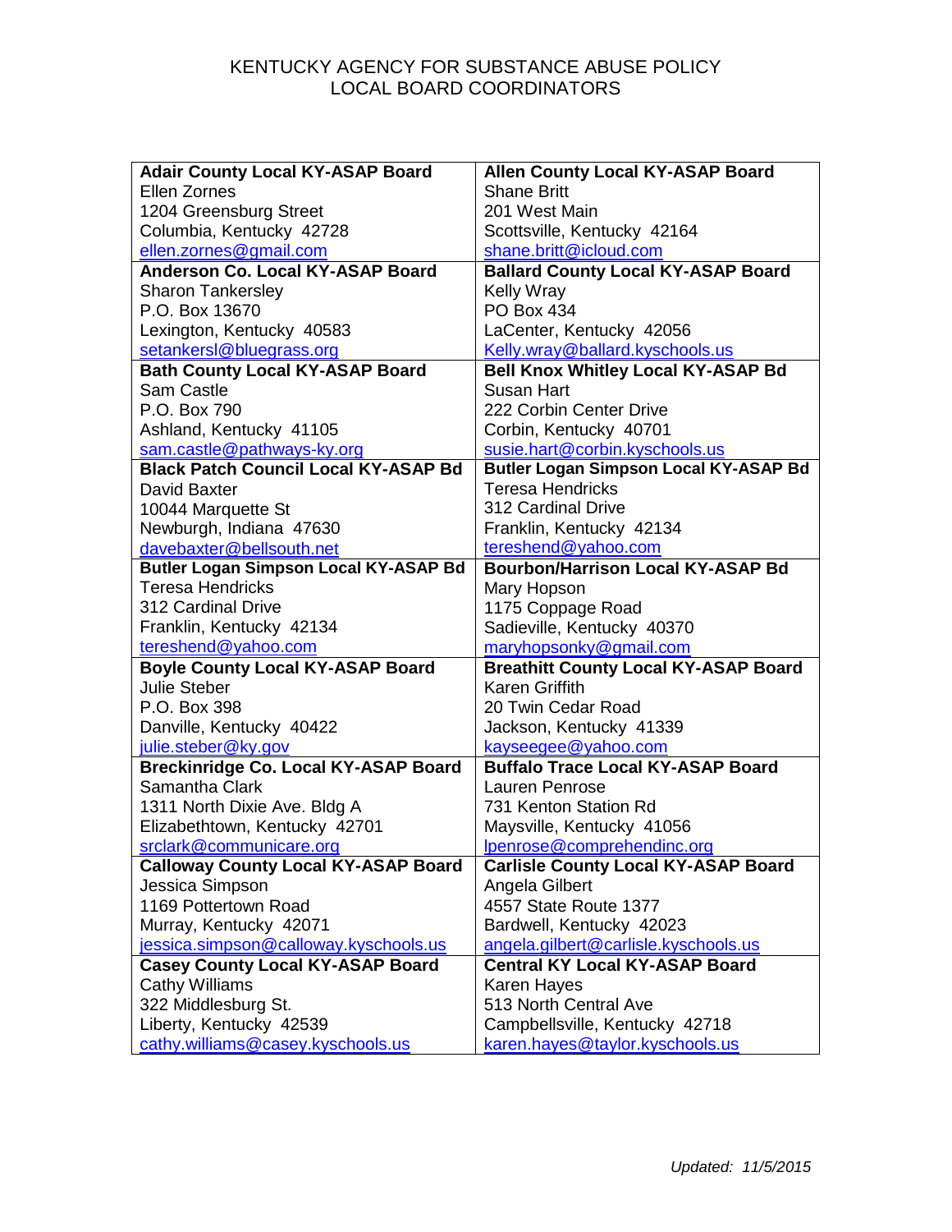# KENTUCKY AGENCY FOR SUBSTANCE ABUSE POLICY
# LOCAL BOARD COORDINATORS

| | |
|---|---|
| **Adair County Local KY-ASAP Board**<br>Ellen Zornes<br>1204 Greensburg Street<br>Columbia, Kentucky 42728<br>ellen.zornes@gmail.com | **Allen County Local KY-ASAP Board**<br>Shane Britt<br>201 West Main<br>Scottsville, Kentucky 42164<br>shane.britt@icloud.com |
| **Anderson Co. Local KY-ASAP Board**<br>Sharon Tankersley<br>P.O. Box 13670<br>Lexington, Kentucky 40583<br>setankersl@bluegrass.org | **Ballard County Local KY-ASAP Board**<br>Kelly Wray<br>PO Box 434<br>LaCenter, Kentucky 42056<br>Kelly.wray@ballard.kyschools.us |
| **Bath County Local KY-ASAP Board**<br>Sam Castle<br>P.O. Box 790<br>Ashland, Kentucky 41105<br>sam.castle@pathways-ky.org | **Bell Knox Whitley Local KY-ASAP Bd**<br>Susan Hart<br>222 Corbin Center Drive<br>Corbin, Kentucky 40701<br>susie.hart@corbin.kyschools.us |
| **Black Patch Council Local KY-ASAP Bd**<br>David Baxter<br>10044 Marquette St<br>Newburgh, Indiana 47630<br>davebaxter@bellsouth.net | **Butler Logan Simpson Local KY-ASAP Bd**<br>Teresa Hendricks<br>312 Cardinal Drive<br>Franklin, Kentucky 42134<br>tereshend@yahoo.com |
| **Butler Logan Simpson Local KY-ASAP Bd**<br>Teresa Hendricks<br>312 Cardinal Drive<br>Franklin, Kentucky 42134<br>tereshend@yahoo.com | **Bourbon/Harrison Local KY-ASAP Bd**<br>Mary Hopson<br>1175 Coppage Road<br>Sadieville, Kentucky 40370<br>maryhopsonky@gmail.com |
| **Boyle County Local KY-ASAP Board**<br>Julie Steber<br>P.O. Box 398<br>Danville, Kentucky 40422<br>julie.steber@ky.gov | **Breathitt County Local KY-ASAP Board**<br>Karen Griffith<br>20 Twin Cedar Road<br>Jackson, Kentucky 41339<br>kayseegee@yahoo.com |
| **Breckinridge Co. Local KY-ASAP Board**<br>Samantha Clark<br>1311 North Dixie Ave. Bldg A<br>Elizabethtown, Kentucky 42701<br>srclark@communicare.org | **Buffalo Trace Local KY-ASAP Board**<br>Lauren Penrose<br>731 Kenton Station Rd<br>Maysville, Kentucky 41056<br>lpenrose@comprehendinc.org |
| **Calloway County Local KY-ASAP Board**<br>Jessica Simpson<br>1169 Pottertown Road<br>Murray, Kentucky 42071<br>jessica.simpson@calloway.kyschools.us | **Carlisle County Local KY-ASAP Board**<br>Angela Gilbert<br>4557 State Route 1377<br>Bardwell, Kentucky 42023<br>angela.gilbert@carlisle.kyschools.us |
| **Casey County Local KY-ASAP Board**<br>Cathy Williams<br>322 Middlesburg St.<br>Liberty, Kentucky 42539<br>cathy.williams@casey.kyschools.us | **Central KY Local KY-ASAP Board**<br>Karen Hayes<br>513 North Central Ave<br>Campbellsville, Kentucky 42718<br>karen.hayes@taylor.kyschools.us |

*Updated: 11/5/2015*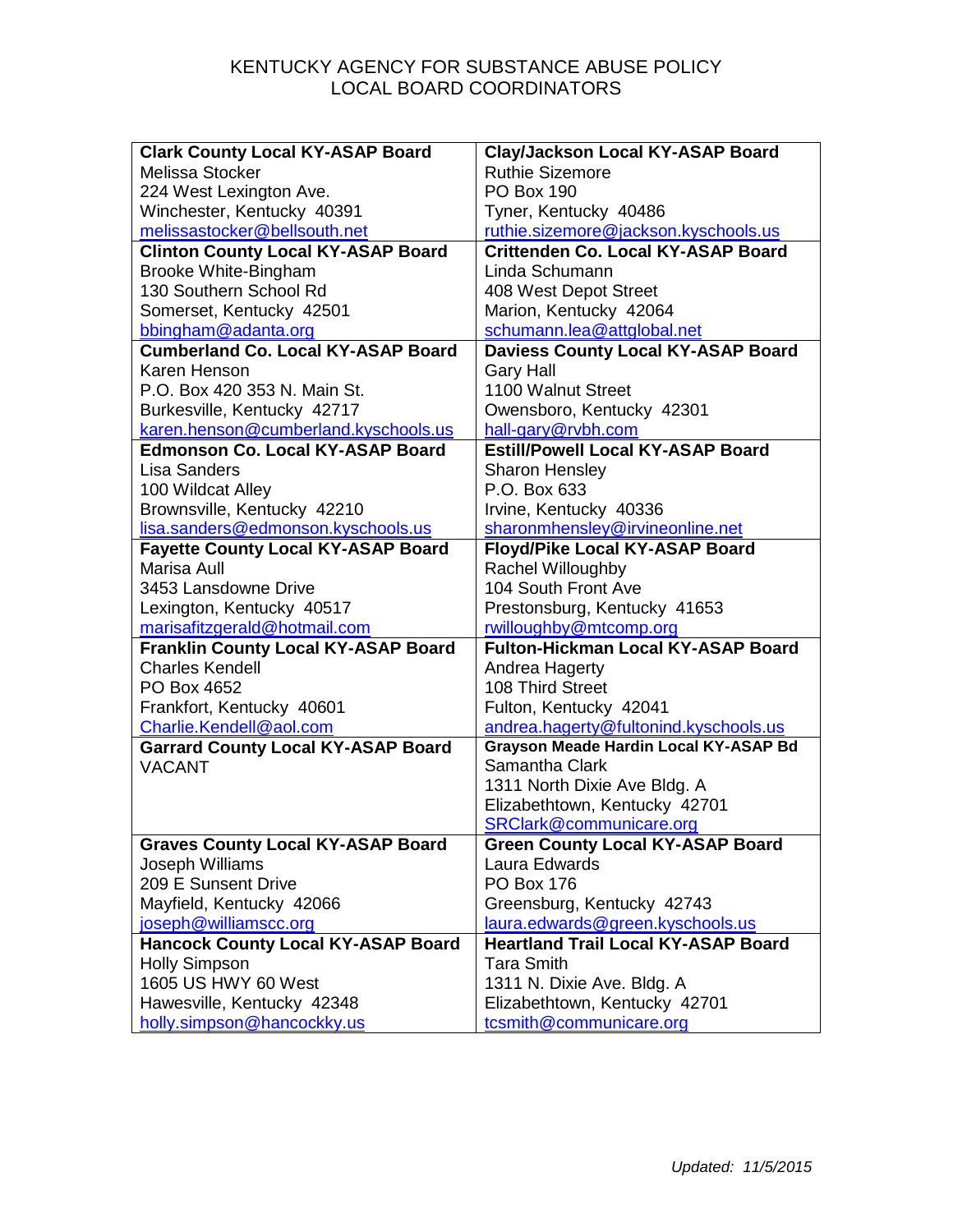# KENTUCKY AGENCY FOR SUBSTANCE ABUSE POLICY
## LOCAL BOARD COORDINATORS

| | |
|---|---|
| **Clark County Local KY-ASAP Board**<br>Melissa Stocker<br>224 West Lexington Ave.<br>Winchester, Kentucky 40391<br>melissastocker@bellsouth.net | **Clay/Jackson Local KY-ASAP Board**<br>Ruthie Sizemore<br>PO Box 190<br>Tyner, Kentucky 40486<br>ruthie.sizemore@jackson.kyschools.us |
| **Clinton County Local KY-ASAP Board**<br>Brooke White-Bingham<br>130 Southern School Rd<br>Somerset, Kentucky 42501<br>bbingham@adanta.org | **Crittenden Co. Local KY-ASAP Board**<br>Linda Schumann<br>408 West Depot Street<br>Marion, Kentucky 42064<br>schumann.lea@attglobal.net |
| **Cumberland Co. Local KY-ASAP Board**<br>Karen Henson<br>P.O. Box 420 353 N. Main St.<br>Burkesville, Kentucky 42717<br>karen.henson@cumberland.kyschools.us | **Daviess County Local KY-ASAP Board**<br>Gary Hall<br>1100 Walnut Street<br>Owensboro, Kentucky 42301<br>hall-gary@rvbh.com |
| **Edmonson Co. Local KY-ASAP Board**<br>Lisa Sanders<br>100 Wildcat Alley<br>Brownsville, Kentucky 42210<br>lisa.sanders@edmonson.kyschools.us | **Estill/Powell Local KY-ASAP Board**<br>Sharon Hensley<br>P.O. Box 633<br>Irvine, Kentucky 40336<br>sharonmhensley@irvineonline.net |
| **Fayette County Local KY-ASAP Board**<br>Marisa Aull<br>3453 Lansdowne Drive<br>Lexington, Kentucky 40517<br>marisafitzgerald@hotmail.com | **Floyd/Pike Local KY-ASAP Board**<br>Rachel Willoughby<br>104 South Front Ave<br>Prestonsburg, Kentucky 41653<br>rwilloughby@mtcomp.org |
| **Franklin County Local KY-ASAP Board**<br>Charles Kendell<br>PO Box 4652<br>Frankfort, Kentucky 40601<br>Charlie.Kendell@aol.com | **Fulton-Hickman Local KY-ASAP Board**<br>Andrea Hagerty<br>108 Third Street<br>Fulton, Kentucky 42041<br>andrea.hagerty@fultonind.kyschools.us |
| **Garrard County Local KY-ASAP Board**<br>VACANT | **Grayson Meade Hardin Local KY-ASAP Bd**<br>Samantha Clark<br>1311 North Dixie Ave Bldg. A<br>Elizabethtown, Kentucky 42701<br>SRClark@communicare.org |
| **Graves County Local KY-ASAP Board**<br>Joseph Williams<br>209 E Sunsent Drive<br>Mayfield, Kentucky 42066<br>joseph@williamscc.org | **Green County Local KY-ASAP Board**<br>Laura Edwards<br>PO Box 176<br>Greensburg, Kentucky 42743<br>laura.edwards@green.kyschools.us |
| **Hancock County Local KY-ASAP Board**<br>Holly Simpson<br>1605 US HWY 60 West<br>Hawesville, Kentucky 42348<br>holly.simpson@hancockky.us | **Heartland Trail Local KY-ASAP Board**<br>Tara Smith<br>1311 N. Dixie Ave. Bldg. A<br>Elizabethtown, Kentucky 42701<br>tcsmith@communicare.org |

*Updated: 11/5/2015*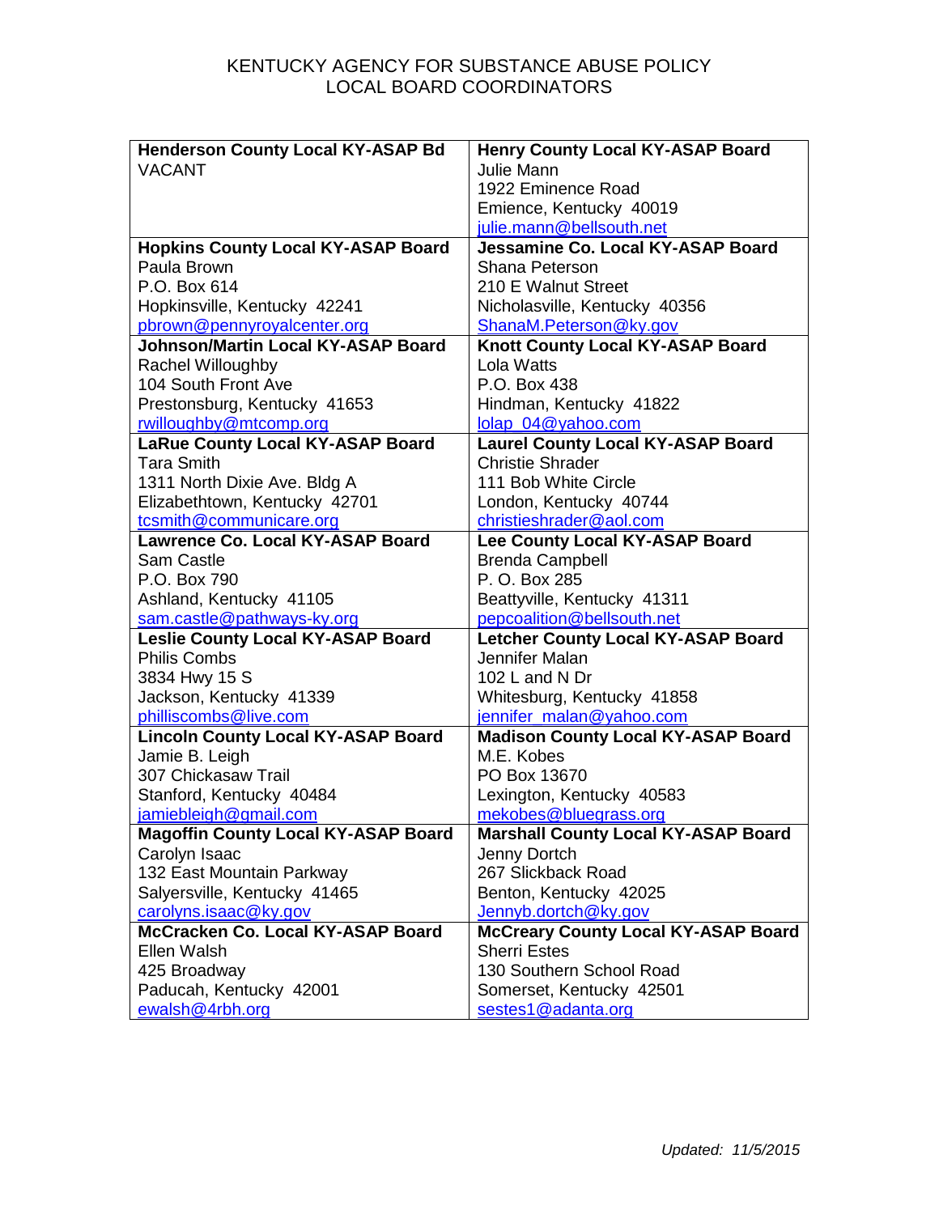KENTUCKY AGENCY FOR SUBSTANCE ABUSE POLICY
LOCAL BOARD COORDINATORS

| | |
|---|---|
| **Henderson County Local KY-ASAP Bd**<br>VACANT | **Henry County Local KY-ASAP Board**<br>Julie Mann<br>1922 Eminence Road<br>Emience, Kentucky 40019<br>julie.mann@bellsouth.net |
| **Hopkins County Local KY-ASAP Board**<br>Paula Brown<br>P.O. Box 614<br>Hopkinsville, Kentucky 42241<br>pbrown@pennyroyalcenter.org | **Jessamine Co. Local KY-ASAP Board**<br>Shana Peterson<br>210 E Walnut Street<br>Nicholasville, Kentucky 40356<br>ShanaM.Peterson@ky.gov |
| **Johnson/Martin Local KY-ASAP Board**<br>Rachel Willoughby<br>104 South Front Ave<br>Prestonsburg, Kentucky 41653<br>rwilloughby@mtcomp.org | **Knott County Local KY-ASAP Board**<br>Lola Watts<br>P.O. Box 438<br>Hindman, Kentucky 41822<br>lolap_04@yahoo.com |
| **LaRue County Local KY-ASAP Board**<br>Tara Smith<br>1311 North Dixie Ave. Bldg A<br>Elizabethtown, Kentucky 42701<br>tcsmith@communicare.org | **Laurel County Local KY-ASAP Board**<br>Christie Shrader<br>111 Bob White Circle<br>London, Kentucky 40744<br>christieshrader@aol.com |
| **Lawrence Co. Local KY-ASAP Board**<br>Sam Castle<br>P.O. Box 790<br>Ashland, Kentucky 41105<br>sam.castle@pathways-ky.org | **Lee County Local KY-ASAP Board**<br>Brenda Campbell<br>P. O. Box 285<br>Beattyville, Kentucky 41311<br>pepcoalition@bellsouth.net |
| **Leslie County Local KY-ASAP Board**<br>Philis Combs<br>3834 Hwy 15 S<br>Jackson, Kentucky 41339<br>philliscombs@live.com | **Letcher County Local KY-ASAP Board**<br>Jennifer Malan<br>102 L and N Dr<br>Whitesburg, Kentucky 41858<br>jennifer_malan@yahoo.com |
| **Lincoln County Local KY-ASAP Board**<br>Jamie B. Leigh<br>307 Chickasaw Trail<br>Stanford, Kentucky 40484<br>jamiebleigh@gmail.com | **Madison County Local KY-ASAP Board**<br>M.E. Kobes<br>PO Box 13670<br>Lexington, Kentucky 40583<br>mekobes@bluegrass.org |
| **Magoffin County Local KY-ASAP Board**<br>Carolyn Isaac<br>132 East Mountain Parkway<br>Salyersville, Kentucky 41465<br>carolyns.isaac@ky.gov | **Marshall County Local KY-ASAP Board**<br>Jenny Dortch<br>267 Slickback Road<br>Benton, Kentucky 42025<br>Jennyb.dortch@ky.gov |
| **McCracken Co. Local KY-ASAP Board**<br>Ellen Walsh<br>425 Broadway<br>Paducah, Kentucky 42001<br>ewalsh@4rbh.org | **McCreary County Local KY-ASAP Board**<br>Sherri Estes<br>130 Southern School Road<br>Somerset, Kentucky 42501<br>sestes1@adanta.org |

*Updated: 11/5/2015*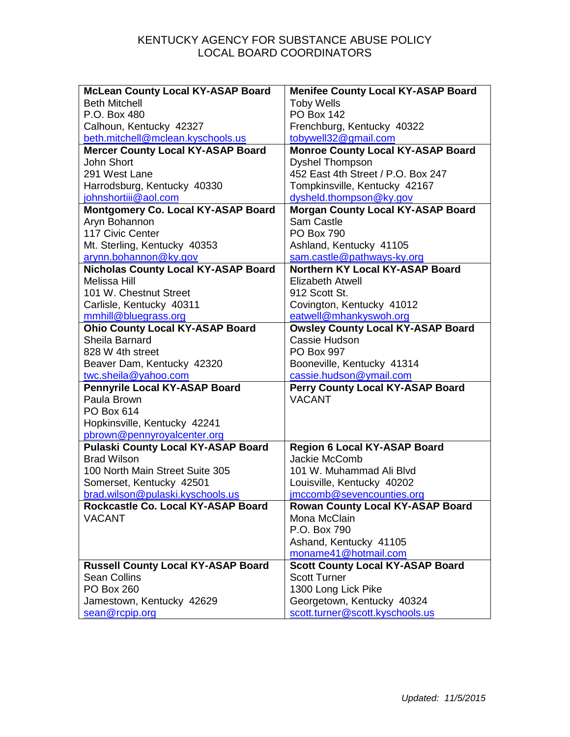KENTUCKY AGENCY FOR SUBSTANCE ABUSE POLICY
LOCAL BOARD COORDINATORS

| **McLean County Local KY-ASAP Board**<br>Beth Mitchell<br>P.O. Box 480<br>Calhoun, Kentucky 42327<br>beth.mitchell@mclean.kyschools.us | **Menifee County Local KY-ASAP Board**<br>Toby Wells<br>PO Box 142<br>Frenchburg, Kentucky 40322<br>tobywell32@gmail.com |
|---|---|
| **Mercer County Local KY-ASAP Board**<br>John Short<br>291 West Lane<br>Harrodsburg, Kentucky 40330<br>johnshortiii@aol.com | **Monroe County Local KY-ASAP Board**<br>Dyshel Thompson<br>452 East 4th Street / P.O. Box 247<br>Tompkinsville, Kentucky 42167<br>dysheld.thompson@ky.gov |
| **Montgomery Co. Local KY-ASAP Board**<br>Aryn Bohannon<br>117 Civic Center<br>Mt. Sterling, Kentucky 40353<br>arynn.bohannon@ky.gov | **Morgan County Local KY-ASAP Board**<br>Sam Castle<br>PO Box 790<br>Ashland, Kentucky 41105<br>sam.castle@pathways-ky.org |
| **Nicholas County Local KY-ASAP Board**<br>Melissa Hill<br>101 W. Chestnut Street<br>Carlisle, Kentucky 40311<br>mmhill@bluegrass.org | **Northern KY Local KY-ASAP Board**<br>Elizabeth Atwell<br>912 Scott St.<br>Covington, Kentucky 41012<br>eatwell@mhankyswoh.org |
| **Ohio County Local KY-ASAP Board**<br>Sheila Barnard<br>828 W 4th street<br>Beaver Dam, Kentucky 42320<br>twc.sheila@yahoo.com | **Owsley County Local KY-ASAP Board**<br>Cassie Hudson<br>PO Box 997<br>Booneville, Kentucky 41314<br>cassie.hudson@ymail.com |
| **Pennyrile Local KY-ASAP Board**<br>Paula Brown<br>PO Box 614<br>Hopkinsville, Kentucky 42241<br>pbrown@pennyroyalcenter.org | **Perry County Local KY-ASAP Board**<br>VACANT |
| **Pulaski County Local KY-ASAP Board**<br>Brad Wilson<br>100 North Main Street Suite 305<br>Somerset, Kentucky 42501<br>brad.wilson@pulaski.kyschools.us | **Region 6 Local KY-ASAP Board**<br>Jackie McComb<br>101 W. Muhammad Ali Blvd<br>Louisville, Kentucky 40202<br>jmccomb@sevencounties.org |
| **Rockcastle Co. Local KY-ASAP Board**<br>VACANT | **Rowan County Local KY-ASAP Board**<br>Mona McClain<br>P.O. Box 790<br>Ashand, Kentucky 41105<br>moname41@hotmail.com |
| **Russell County Local KY-ASAP Board**<br>Sean Collins<br>PO Box 260<br>Jamestown, Kentucky 42629<br>sean@rcpip.org | **Scott County Local KY-ASAP Board**<br>Scott Turner<br>1300 Long Lick Pike<br>Georgetown, Kentucky 40324<br>scott.turner@scott.kyschools.us |

*Updated: 11/5/2015*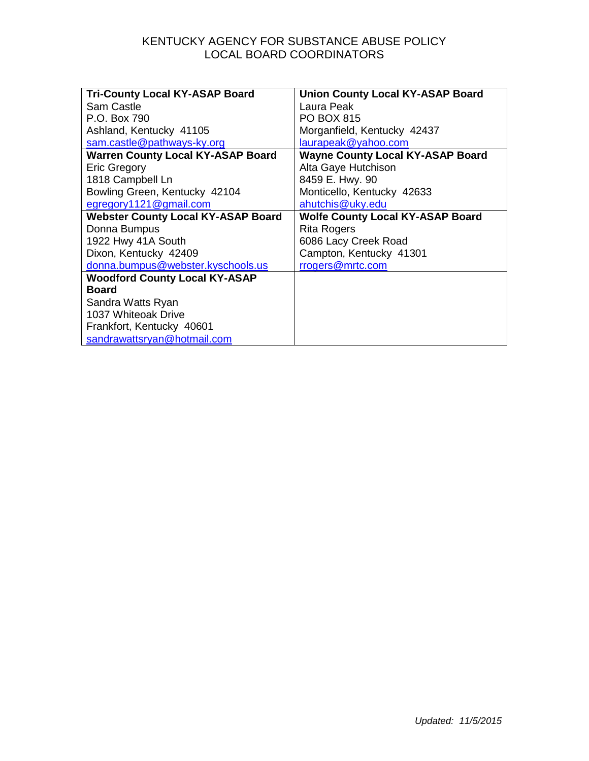KENTUCKY AGENCY FOR SUBSTANCE ABUSE POLICY
LOCAL BOARD COORDINATORS

| | |
|---|---|
| **Tri-County Local KY-ASAP Board**<br>Sam Castle<br>P.O. Box 790<br>Ashland, Kentucky 41105<br>sam.castle@pathways-ky.org | **Union County Local KY-ASAP Board**<br>Laura Peak<br>PO BOX 815<br>Morganfield, Kentucky 42437<br>laurapeak@yahoo.com |
| **Warren County Local KY-ASAP Board**<br>Eric Gregory<br>1818 Campbell Ln<br>Bowling Green, Kentucky 42104<br>egregory1121@gmail.com | **Wayne County Local KY-ASAP Board**<br>Alta Gaye Hutchison<br>8459 E. Hwy. 90<br>Monticello, Kentucky 42633<br>ahutchis@uky.edu |
| **Webster County Local KY-ASAP Board**<br>Donna Bumpus<br>1922 Hwy 41A South<br>Dixon, Kentucky 42409<br>donna.bumpus@webster.kyschools.us | **Wolfe County Local KY-ASAP Board**<br>Rita Rogers<br>6086 Lacy Creek Road<br>Campton, Kentucky 41301<br>rrogers@mrtc.com |
| **Woodford County Local KY-ASAP Board**<br>Sandra Watts Ryan<br>1037 Whiteoak Drive<br>Frankfort, Kentucky 40601<br>sandrawattsryan@hotmail.com | |

*Updated: 11/5/2015*